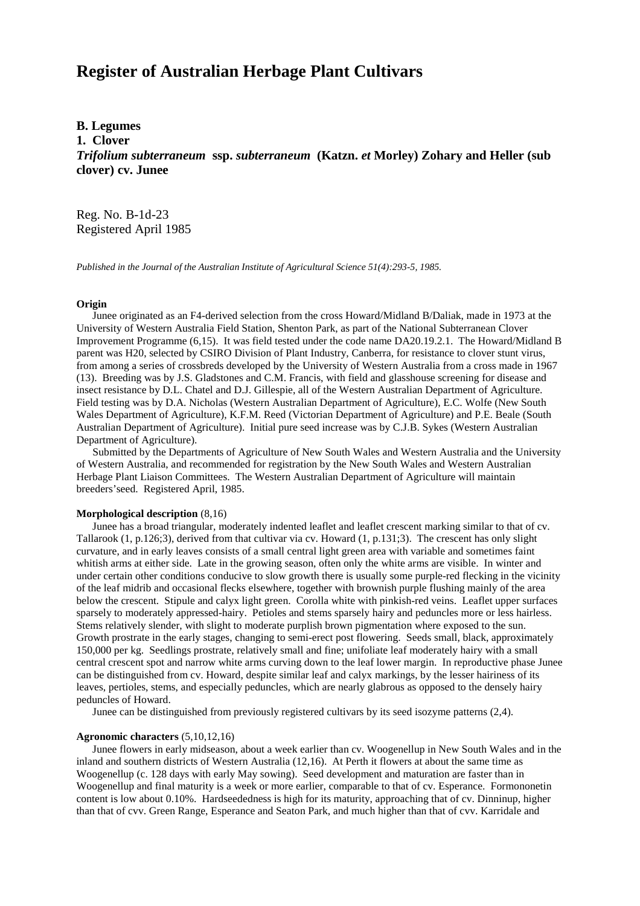# Register of Australian Herbage Plant Cultivars

**B. Legumes**
**1. Clover**
***Trifolium subterraneum* ssp. *subterraneum* (Katzn. *et* Morley) Zohary and Heller (sub clover) cv. Junee**

Reg. No. B-1d-23
Registered April 1985

*Published in the Journal of the Australian Institute of Agricultural Science 51(4):293-5, 1985.*

**Origin**

Junee originated as an F4-derived selection from the cross Howard/Midland B/Daliak, made in 1973 at the University of Western Australia Field Station, Shenton Park, as part of the National Subterranean Clover Improvement Programme (6,15). It was field tested under the code name DA20.19.2.1. The Howard/Midland B parent was H20, selected by CSIRO Division of Plant Industry, Canberra, for resistance to clover stunt virus, from among a series of crossbreds developed by the University of Western Australia from a cross made in 1967 (13). Breeding was by J.S. Gladstones and C.M. Francis, with field and glasshouse screening for disease and insect resistance by D.L. Chatel and D.J. Gillespie, all of the Western Australian Department of Agriculture. Field testing was by D.A. Nicholas (Western Australian Department of Agriculture), E.C. Wolfe (New South Wales Department of Agriculture), K.F.M. Reed (Victorian Department of Agriculture) and P.E. Beale (South Australian Department of Agriculture). Initial pure seed increase was by C.J.B. Sykes (Western Australian Department of Agriculture).

Submitted by the Departments of Agriculture of New South Wales and Western Australia and the University of Western Australia, and recommended for registration by the New South Wales and Western Australian Herbage Plant Liaison Committees. The Western Australian Department of Agriculture will maintain breeders'seed. Registered April, 1985.

**Morphological description** (8,16)

Junee has a broad triangular, moderately indented leaflet and leaflet crescent marking similar to that of cv. Tallarook (1, p.126;3), derived from that cultivar via cv. Howard (1, p.131;3). The crescent has only slight curvature, and in early leaves consists of a small central light green area with variable and sometimes faint whitish arms at either side. Late in the growing season, often only the white arms are visible. In winter and under certain other conditions conducive to slow growth there is usually some purple-red flecking in the vicinity of the leaf midrib and occasional flecks elsewhere, together with brownish purple flushing mainly of the area below the crescent. Stipule and calyx light green. Corolla white with pinkish-red veins. Leaflet upper surfaces sparsely to moderately appressed-hairy. Petioles and stems sparsely hairy and peduncles more or less hairless. Stems relatively slender, with slight to moderate purplish brown pigmentation where exposed to the sun. Growth prostrate in the early stages, changing to semi-erect post flowering. Seeds small, black, approximately 150,000 per kg. Seedlings prostrate, relatively small and fine; unifoliate leaf moderately hairy with a small central crescent spot and narrow white arms curving down to the leaf lower margin. In reproductive phase Junee can be distinguished from cv. Howard, despite similar leaf and calyx markings, by the lesser hairiness of its leaves, pertioles, stems, and especially peduncles, which are nearly glabrous as opposed to the densely hairy peduncles of Howard.

Junee can be distinguished from previously registered cultivars by its seed isozyme patterns (2,4).

**Agronomic characters** (5,10,12,16)

Junee flowers in early midseason, about a week earlier than cv. Woogenellup in New South Wales and in the inland and southern districts of Western Australia (12,16). At Perth it flowers at about the same time as Woogenellup (c. 128 days with early May sowing). Seed development and maturation are faster than in Woogenellup and final maturity is a week or more earlier, comparable to that of cv. Esperance. Formononetin content is low about 0.10%. Hardseededness is high for its maturity, approaching that of cv. Dinninup, higher than that of cvv. Green Range, Esperance and Seaton Park, and much higher than that of cvv. Karridale and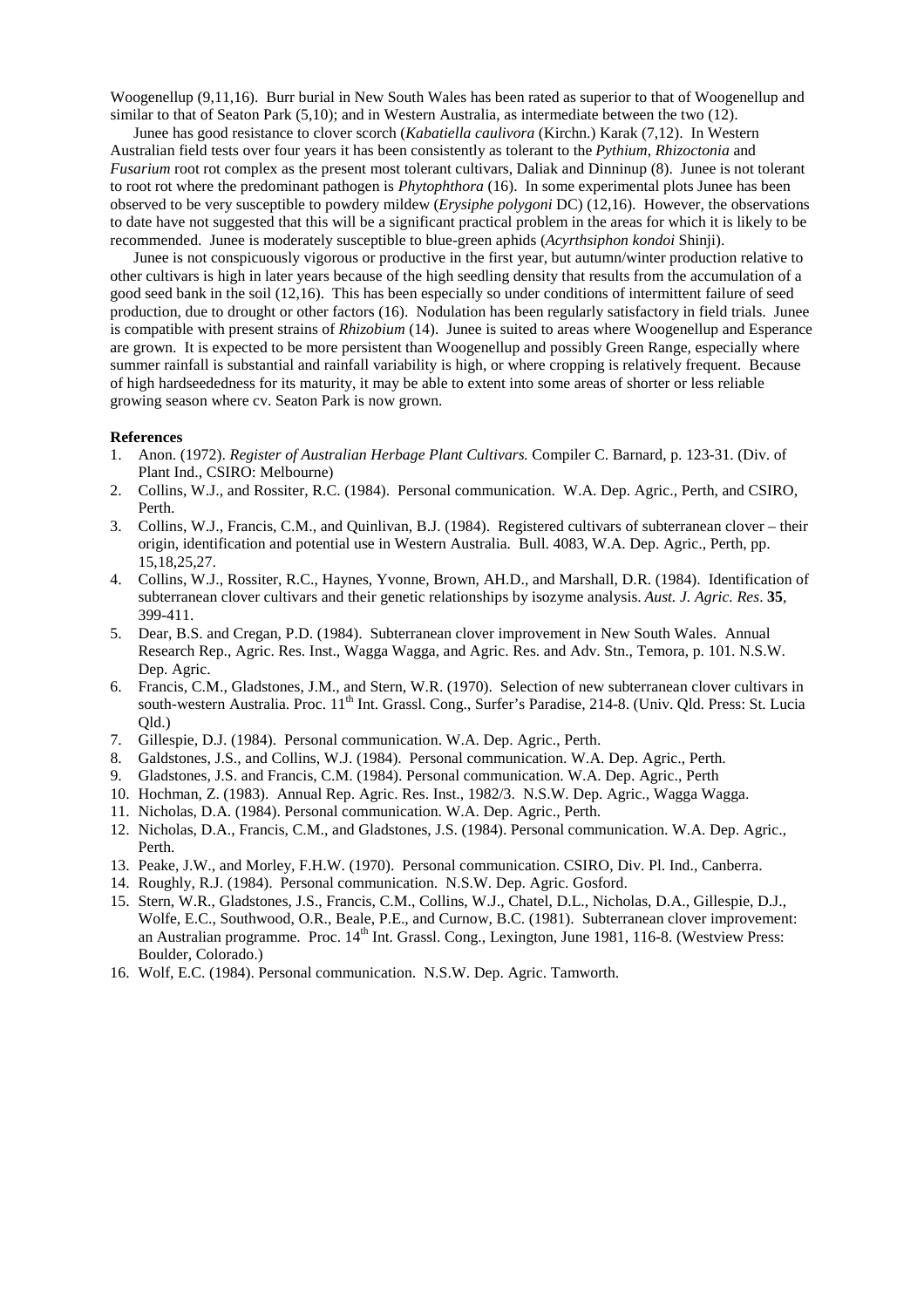Woogenellup (9,11,16). Burr burial in New South Wales has been rated as superior to that of Woogenellup and similar to that of Seaton Park (5,10); and in Western Australia, as intermediate between the two (12).

Junee has good resistance to clover scorch (*Kabatiella caulivora* (Kirchn.) Karak (7,12). In Western Australian field tests over four years it has been consistently as tolerant to the *Pythium*, *Rhizoctonia* and *Fusarium* root rot complex as the present most tolerant cultivars, Daliak and Dinninup (8). Junee is not tolerant to root rot where the predominant pathogen is *Phytophthora* (16). In some experimental plots Junee has been observed to be very susceptible to powdery mildew (*Erysiphe polygoni* DC) (12,16). However, the observations to date have not suggested that this will be a significant practical problem in the areas for which it is likely to be recommended. Junee is moderately susceptible to blue-green aphids (*Acyrthsiphon kondoi* Shinji).

Junee is not conspicuously vigorous or productive in the first year, but autumn/winter production relative to other cultivars is high in later years because of the high seedling density that results from the accumulation of a good seed bank in the soil (12,16). This has been especially so under conditions of intermittent failure of seed production, due to drought or other factors (16). Nodulation has been regularly satisfactory in field trials. Junee is compatible with present strains of *Rhizobium* (14). Junee is suited to areas where Woogenellup and Esperance are grown. It is expected to be more persistent than Woogenellup and possibly Green Range, especially where summer rainfall is substantial and rainfall variability is high, or where cropping is relatively frequent. Because of high hardseededness for its maturity, it may be able to extent into some areas of shorter or less reliable growing season where cv. Seaton Park is now grown.

**References**

1. Anon. (1972). *Register of Australian Herbage Plant Cultivars.* Compiler C. Barnard, p. 123-31. (Div. of Plant Ind., CSIRO: Melbourne)
2. Collins, W.J., and Rossiter, R.C. (1984). Personal communication. W.A. Dep. Agric., Perth, and CSIRO, Perth.
3. Collins, W.J., Francis, C.M., and Quinlivan, B.J. (1984). Registered cultivars of subterranean clover – their origin, identification and potential use in Western Australia. Bull. 4083, W.A. Dep. Agric., Perth, pp. 15,18,25,27.
4. Collins, W.J., Rossiter, R.C., Haynes, Yvonne, Brown, AH.D., and Marshall, D.R. (1984). Identification of subterranean clover cultivars and their genetic relationships by isozyme analysis. *Aust. J. Agric. Res*. **35**, 399-411.
5. Dear, B.S. and Cregan, P.D. (1984). Subterranean clover improvement in New South Wales. Annual Research Rep., Agric. Res. Inst., Wagga Wagga, and Agric. Res. and Adv. Stn., Temora, p. 101. N.S.W. Dep. Agric.
6. Francis, C.M., Gladstones, J.M., and Stern, W.R. (1970). Selection of new subterranean clover cultivars in south-western Australia. Proc. 11th Int. Grassl. Cong., Surfer's Paradise, 214-8. (Univ. Qld. Press: St. Lucia Qld.)
7. Gillespie, D.J. (1984). Personal communication. W.A. Dep. Agric., Perth.
8. Galdstones, J.S., and Collins, W.J. (1984). Personal communication. W.A. Dep. Agric., Perth.
9. Gladstones, J.S. and Francis, C.M. (1984). Personal communication. W.A. Dep. Agric., Perth
10. Hochman, Z. (1983). Annual Rep. Agric. Res. Inst., 1982/3. N.S.W. Dep. Agric., Wagga Wagga.
11. Nicholas, D.A. (1984). Personal communication. W.A. Dep. Agric., Perth.
12. Nicholas, D.A., Francis, C.M., and Gladstones, J.S. (1984). Personal communication. W.A. Dep. Agric., Perth.
13. Peake, J.W., and Morley, F.H.W. (1970). Personal communication. CSIRO, Div. Pl. Ind., Canberra.
14. Roughly, R.J. (1984). Personal communication. N.S.W. Dep. Agric. Gosford.
15. Stern, W.R., Gladstones, J.S., Francis, C.M., Collins, W.J., Chatel, D.L., Nicholas, D.A., Gillespie, D.J., Wolfe, E.C., Southwood, O.R., Beale, P.E., and Curnow, B.C. (1981). Subterranean clover improvement: an Australian programme. Proc. 14th Int. Grassl. Cong., Lexington, June 1981, 116-8. (Westview Press: Boulder, Colorado.)
16. Wolf, E.C. (1984). Personal communication. N.S.W. Dep. Agric. Tamworth.